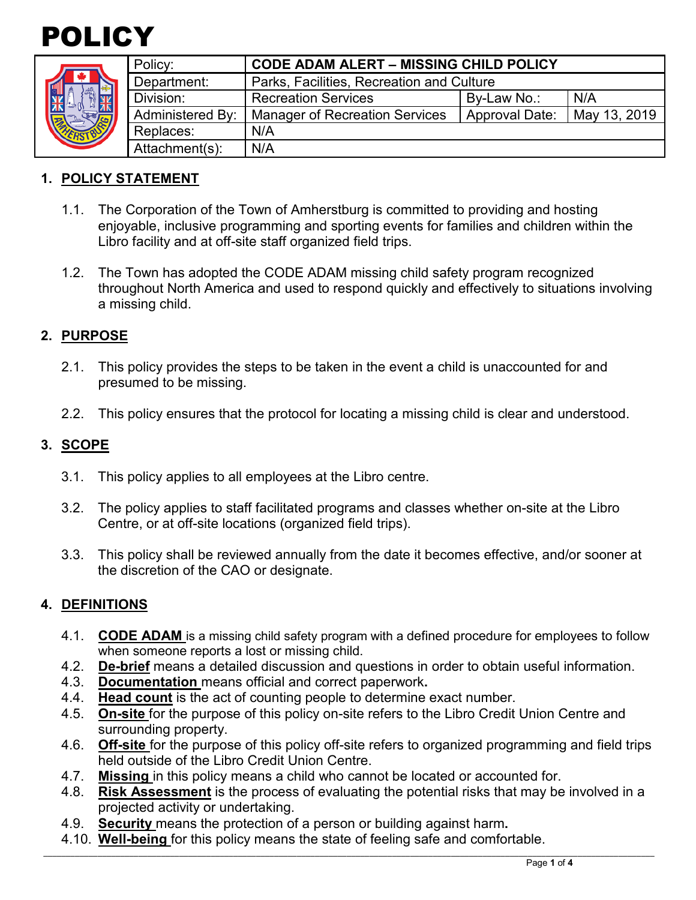# POLICY

| Policy: | CODE ADAM ALERT – MISSING CHILD POLICY | | |
|---|---|---|---|
| Department: | Parks, Facilities, Recreation and Culture | | |
| Division: | Recreation Services | By-Law No.: | N/A |
| Administered By: | Manager of Recreation Services | Approval Date: | May 13, 2019 |
| Replaces: | N/A | | |
| Attachment(s): | N/A | | |

## 1. POLICY STATEMENT

1.1. The Corporation of the Town of Amherstburg is committed to providing and hosting enjoyable, inclusive programming and sporting events for families and children within the Libro facility and at off-site staff organized field trips.

1.2. The Town has adopted the CODE ADAM missing child safety program recognized throughout North America and used to respond quickly and effectively to situations involving a missing child.

## 2. PURPOSE

2.1. This policy provides the steps to be taken in the event a child is unaccounted for and presumed to be missing.

2.2. This policy ensures that the protocol for locating a missing child is clear and understood.

## 3. SCOPE

3.1. This policy applies to all employees at the Libro centre.

3.2. The policy applies to staff facilitated programs and classes whether on-site at the Libro Centre, or at off-site locations (organized field trips).

3.3. This policy shall be reviewed annually from the date it becomes effective, and/or sooner at the discretion of the CAO or designate.

## 4. DEFINITIONS

4.1. **CODE ADAM** is a missing child safety program with a defined procedure for employees to follow when someone reports a lost or missing child.
4.2. **De-brief** means a detailed discussion and questions in order to obtain useful information.
4.3. **Documentation** means official and correct paperwork.
4.4. **Head count** is the act of counting people to determine exact number.
4.5. **On-site** for the purpose of this policy on-site refers to the Libro Credit Union Centre and surrounding property.
4.6. **Off-site** for the purpose of this policy off-site refers to organized programming and field trips held outside of the Libro Credit Union Centre.
4.7. **Missing** in this policy means a child who cannot be located or accounted for.
4.8. **Risk Assessment** is the process of evaluating the potential risks that may be involved in a projected activity or undertaking.
4.9. **Security** means the protection of a person or building against harm.
4.10. **Well-being** for this policy means the state of feeling safe and comfortable.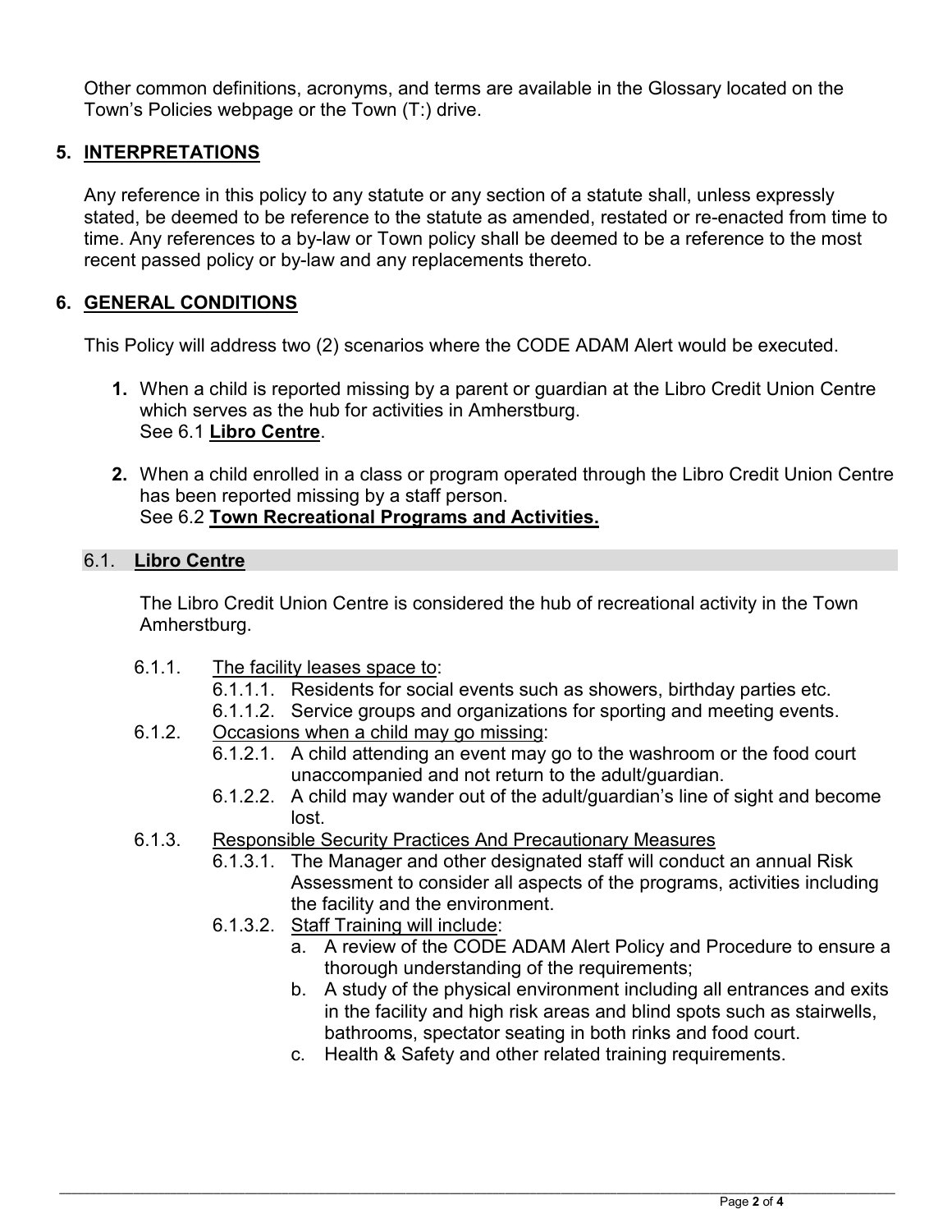Other common definitions, acronyms, and terms are available in the Glossary located on the Town's Policies webpage or the Town (T:) drive.

## 5. INTERPRETATIONS

Any reference in this policy to any statute or any section of a statute shall, unless expressly stated, be deemed to be reference to the statute as amended, restated or re-enacted from time to time. Any references to a by-law or Town policy shall be deemed to be a reference to the most recent passed policy or by-law and any replacements thereto.

## 6. GENERAL CONDITIONS

This Policy will address two (2) scenarios where the CODE ADAM Alert would be executed.

1. When a child is reported missing by a parent or guardian at the Libro Credit Union Centre which serves as the hub for activities in Amherstburg.
   See 6.1 **Libro Centre**.

2. When a child enrolled in a class or program operated through the Libro Credit Union Centre has been reported missing by a staff person.
   See 6.2 **Town Recreational Programs and Activities.**

### 6.1. Libro Centre

The Libro Credit Union Centre is considered the hub of recreational activity in the Town Amherstburg.

- 6.1.1. The facility leases space to:
  - 6.1.1.1. Residents for social events such as showers, birthday parties etc.
  - 6.1.1.2. Service groups and organizations for sporting and meeting events.
- 6.1.2. Occasions when a child may go missing:
  - 6.1.2.1. A child attending an event may go to the washroom or the food court unaccompanied and not return to the adult/guardian.
  - 6.1.2.2. A child may wander out of the adult/guardian's line of sight and become lost.
- 6.1.3. Responsible Security Practices And Precautionary Measures
  - 6.1.3.1. The Manager and other designated staff will conduct an annual Risk Assessment to consider all aspects of the programs, activities including the facility and the environment.
  - 6.1.3.2. Staff Training will include:
    - a. A review of the CODE ADAM Alert Policy and Procedure to ensure a thorough understanding of the requirements;
    - b. A study of the physical environment including all entrances and exits in the facility and high risk areas and blind spots such as stairwells, bathrooms, spectator seating in both rinks and food court.
    - c. Health & Safety and other related training requirements.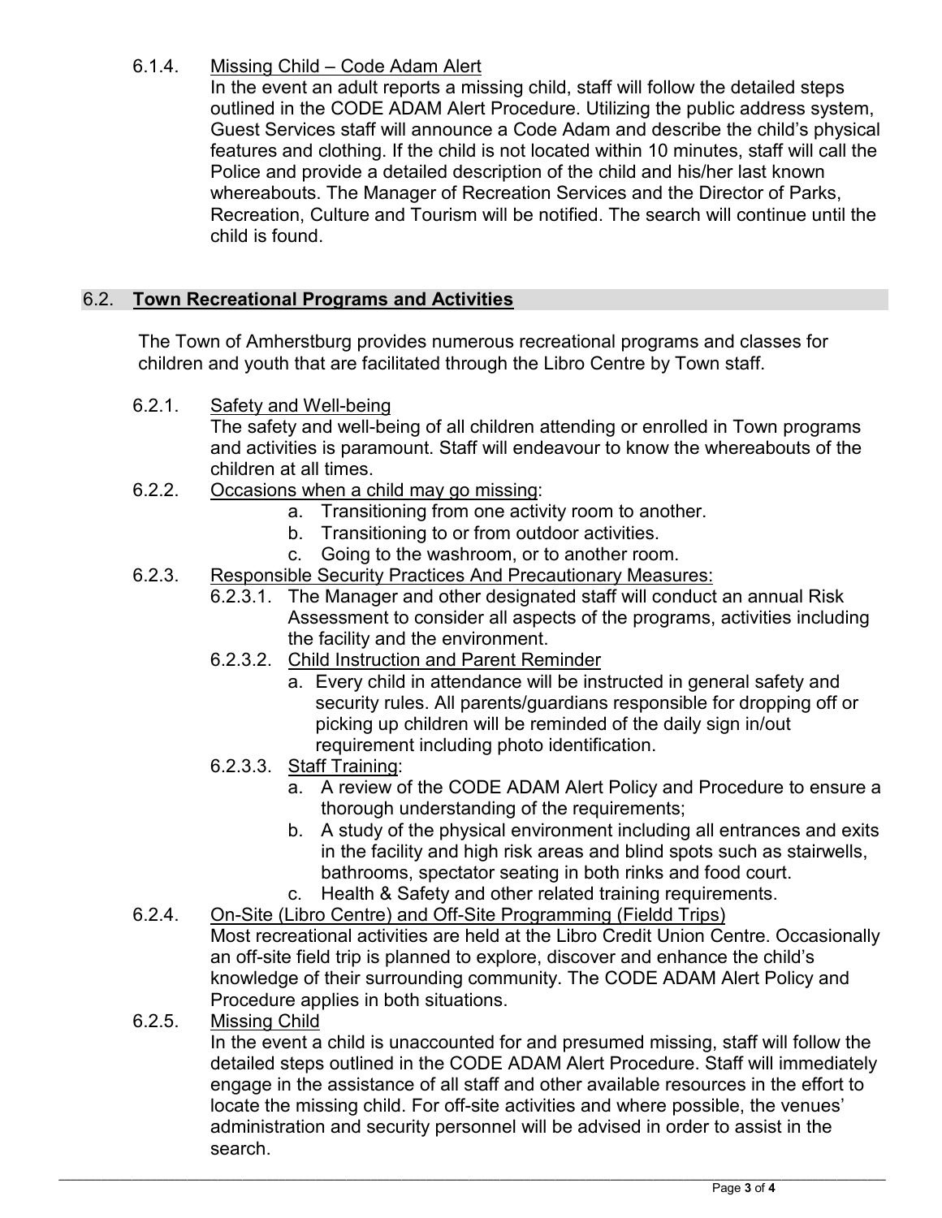6.1.4. Missing Child – Code Adam Alert

In the event an adult reports a missing child, staff will follow the detailed steps outlined in the CODE ADAM Alert Procedure. Utilizing the public address system, Guest Services staff will announce a Code Adam and describe the child's physical features and clothing. If the child is not located within 10 minutes, staff will call the Police and provide a detailed description of the child and his/her last known whereabouts. The Manager of Recreation Services and the Director of Parks, Recreation, Culture and Tourism will be notified. The search will continue until the child is found.

## 6.2. **Town Recreational Programs and Activities**

The Town of Amherstburg provides numerous recreational programs and classes for children and youth that are facilitated through the Libro Centre by Town staff.

6.2.1. Safety and Well-being

The safety and well-being of all children attending or enrolled in Town programs and activities is paramount. Staff will endeavour to know the whereabouts of the children at all times.

6.2.2. Occasions when a child may go missing:

a. Transitioning from one activity room to another.
b. Transitioning to or from outdoor activities.
c. Going to the washroom, or to another room.

6.2.3. Responsible Security Practices And Precautionary Measures:

6.2.3.1. The Manager and other designated staff will conduct an annual Risk Assessment to consider all aspects of the programs, activities including the facility and the environment.

6.2.3.2. Child Instruction and Parent Reminder

a. Every child in attendance will be instructed in general safety and security rules. All parents/guardians responsible for dropping off or picking up children will be reminded of the daily sign in/out requirement including photo identification.

6.2.3.3. Staff Training:

a. A review of the CODE ADAM Alert Policy and Procedure to ensure a thorough understanding of the requirements;
b. A study of the physical environment including all entrances and exits in the facility and high risk areas and blind spots such as stairwells, bathrooms, spectator seating in both rinks and food court.
c. Health & Safety and other related training requirements.

6.2.4. On-Site (Libro Centre) and Off-Site Programming (Fieldd Trips)

Most recreational activities are held at the Libro Credit Union Centre. Occasionally an off-site field trip is planned to explore, discover and enhance the child's knowledge of their surrounding community. The CODE ADAM Alert Policy and Procedure applies in both situations.

6.2.5. Missing Child

In the event a child is unaccounted for and presumed missing, staff will follow the detailed steps outlined in the CODE ADAM Alert Procedure. Staff will immediately engage in the assistance of all staff and other available resources in the effort to locate the missing child. For off-site activities and where possible, the venues' administration and security personnel will be advised in order to assist in the search.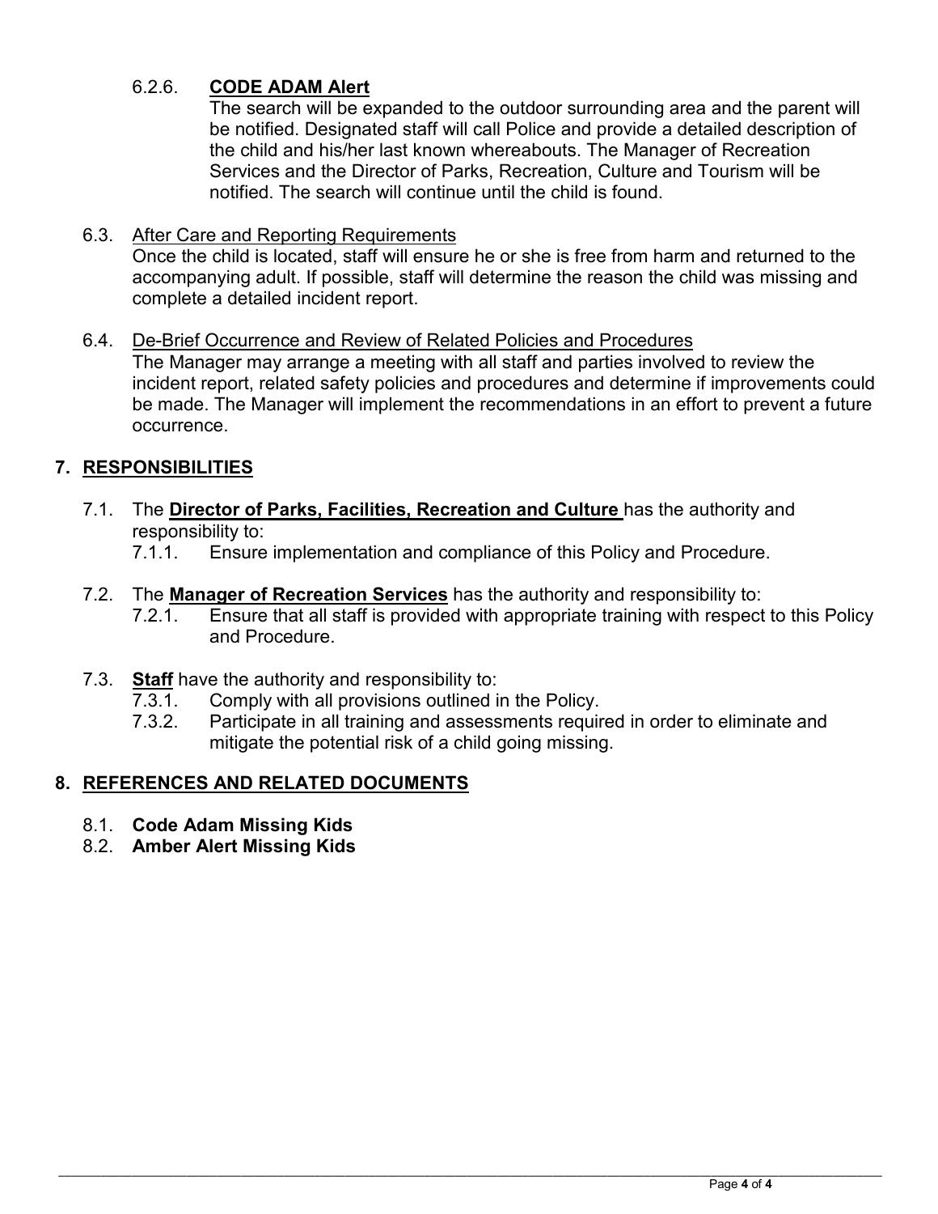6.2.6. **CODE ADAM Alert**

The search will be expanded to the outdoor surrounding area and the parent will be notified. Designated staff will call Police and provide a detailed description of the child and his/her last known whereabouts. The Manager of Recreation Services and the Director of Parks, Recreation, Culture and Tourism will be notified. The search will continue until the child is found.

6.3. After Care and Reporting Requirements

Once the child is located, staff will ensure he or she is free from harm and returned to the accompanying adult. If possible, staff will determine the reason the child was missing and complete a detailed incident report.

6.4. De-Brief Occurrence and Review of Related Policies and Procedures

The Manager may arrange a meeting with all staff and parties involved to review the incident report, related safety policies and procedures and determine if improvements could be made. The Manager will implement the recommendations in an effort to prevent a future occurrence.

## 7. RESPONSIBILITIES

7.1. The **Director of Parks, Facilities, Recreation and Culture** has the authority and responsibility to:

7.1.1. Ensure implementation and compliance of this Policy and Procedure.

7.2. The **Manager of Recreation Services** has the authority and responsibility to:

7.2.1. Ensure that all staff is provided with appropriate training with respect to this Policy and Procedure.

7.3. **Staff** have the authority and responsibility to:

7.3.1. Comply with all provisions outlined in the Policy.

7.3.2. Participate in all training and assessments required in order to eliminate and mitigate the potential risk of a child going missing.

## 8. REFERENCES AND RELATED DOCUMENTS

8.1. **Code Adam Missing Kids**

8.2. **Amber Alert Missing Kids**